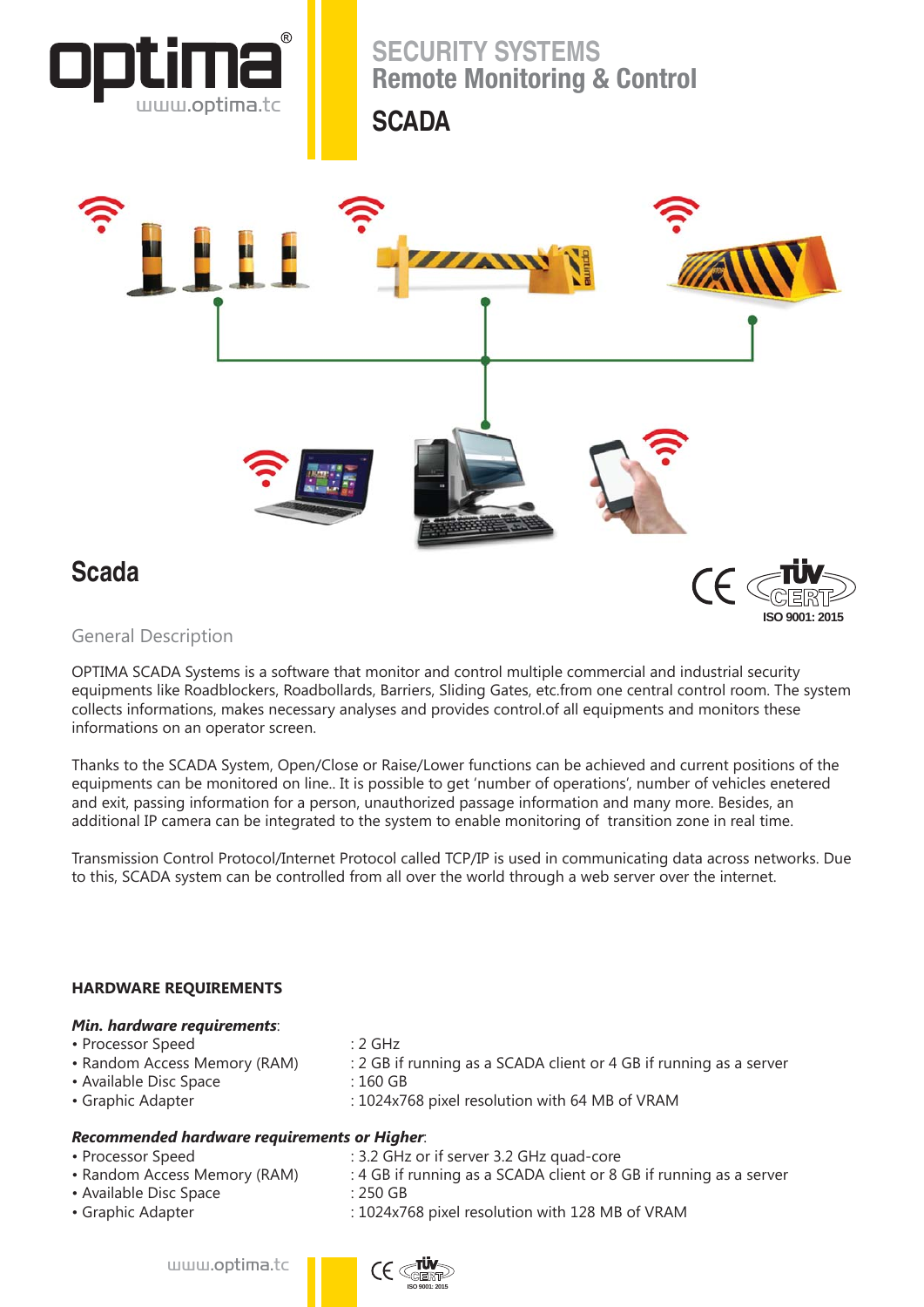# SECURITY SYSTEMS
## Remote Monitoring & Control
## SCADA

## Scada

ISO 9001: 2015

### General Description

OPTIMA SCADA Systems is a software that monitor and control multiple commercial and industrial security equipments like Roadblockers, Roadbollards, Barriers, Sliding Gates, etc.from one central control room. The system collects informations, makes necessary analyses and provides control.of all equipments and monitors these informations on an operator screen.

Thanks to the SCADA System, Open/Close or Raise/Lower functions can be achieved and current positions of the equipments can be monitored on line.. It is possible to get 'number of operations', number of vehicles enetered and exit, passing information for a person, unauthorized passage information and many more. Besides, an additional IP camera can be integrated to the system to enable monitoring of transition zone in real time.

Transmission Control Protocol/Internet Protocol called TCP/IP is used in communicating data across networks. Due to this, SCADA system can be controlled from all over the world through a web server over the internet.

**HARDWARE REQUIREMENTS**

***Min. hardware requirements***:

- Processor Speed : 2 GHz
- Random Access Memory (RAM) : 2 GB if running as a SCADA client or 4 GB if running as a server
- Available Disc Space : 160 GB
- Graphic Adapter : 1024x768 pixel resolution with 64 MB of VRAM

***Recommended hardware requirements or Higher***:

- Processor Speed : 3.2 GHz or if server 3.2 GHz quad-core
- Random Access Memory (RAM) : 4 GB if running as a SCADA client or 8 GB if running as a server
- Available Disc Space : 250 GB
- Graphic Adapter : 1024x768 pixel resolution with 128 MB of VRAM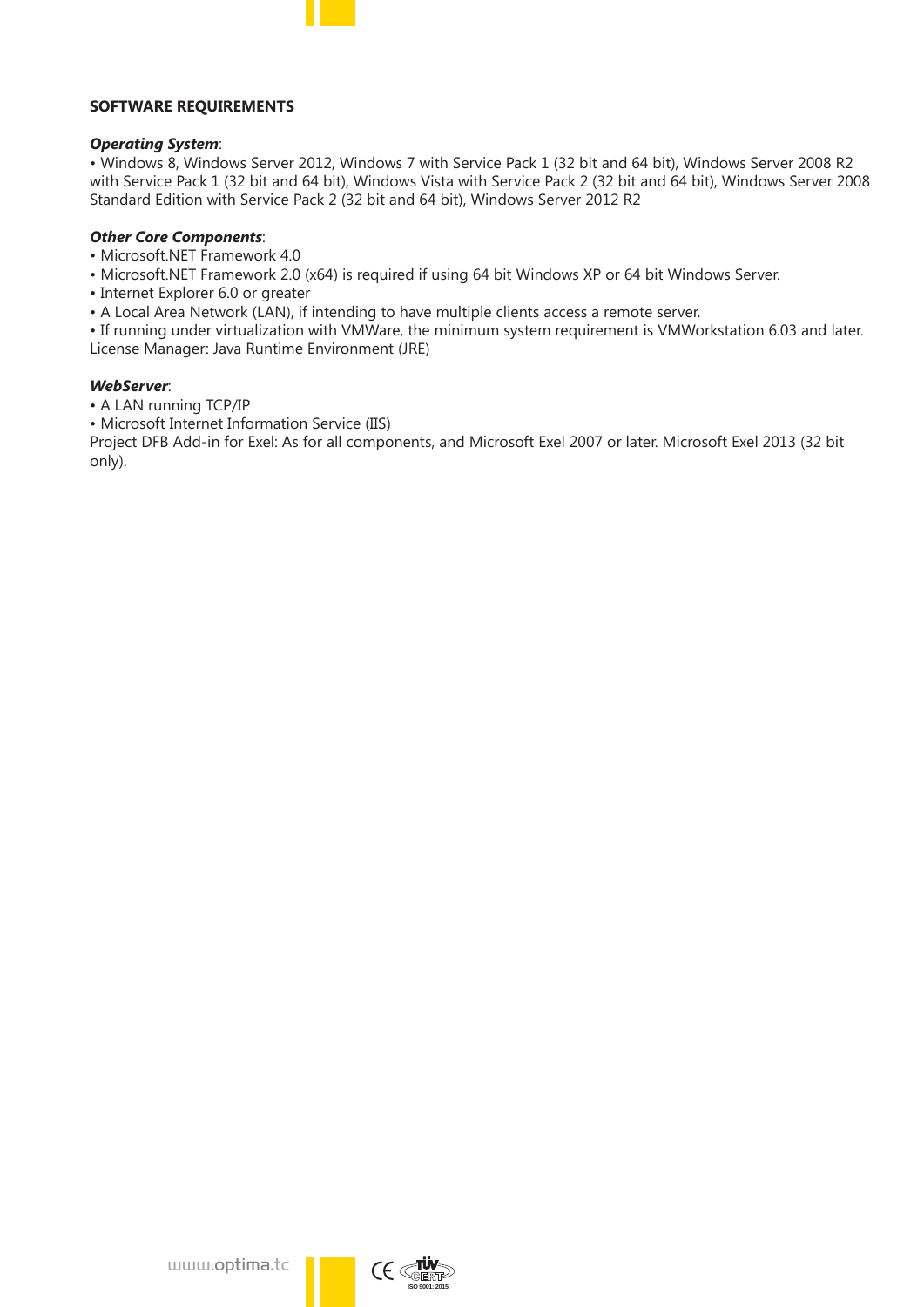**SOFTWARE REQUIREMENTS**

***Operating System***:

• Windows 8, Windows Server 2012, Windows 7 with Service Pack 1 (32 bit and 64 bit), Windows Server 2008 R2 with Service Pack 1 (32 bit and 64 bit), Windows Vista with Service Pack 2 (32 bit and 64 bit), Windows Server 2008 Standard Edition with Service Pack 2 (32 bit and 64 bit), Windows Server 2012 R2

***Other Core Components***:

• Microsoft.NET Framework 4.0
• Microsoft.NET Framework 2.0 (x64) is required if using 64 bit Windows XP or 64 bit Windows Server.
• Internet Explorer 6.0 or greater
• A Local Area Network (LAN), if intending to have multiple clients access a remote server.
• If running under virtualization with VMWare, the minimum system requirement is VMWorkstation 6.03 and later.
License Manager: Java Runtime Environment (JRE)

***WebServer***:

• A LAN running TCP/IP
• Microsoft Internet Information Service (IIS)
Project DFB Add-in for Exel: As for all components, and Microsoft Exel 2007 or later. Microsoft Exel 2013 (32 bit only).